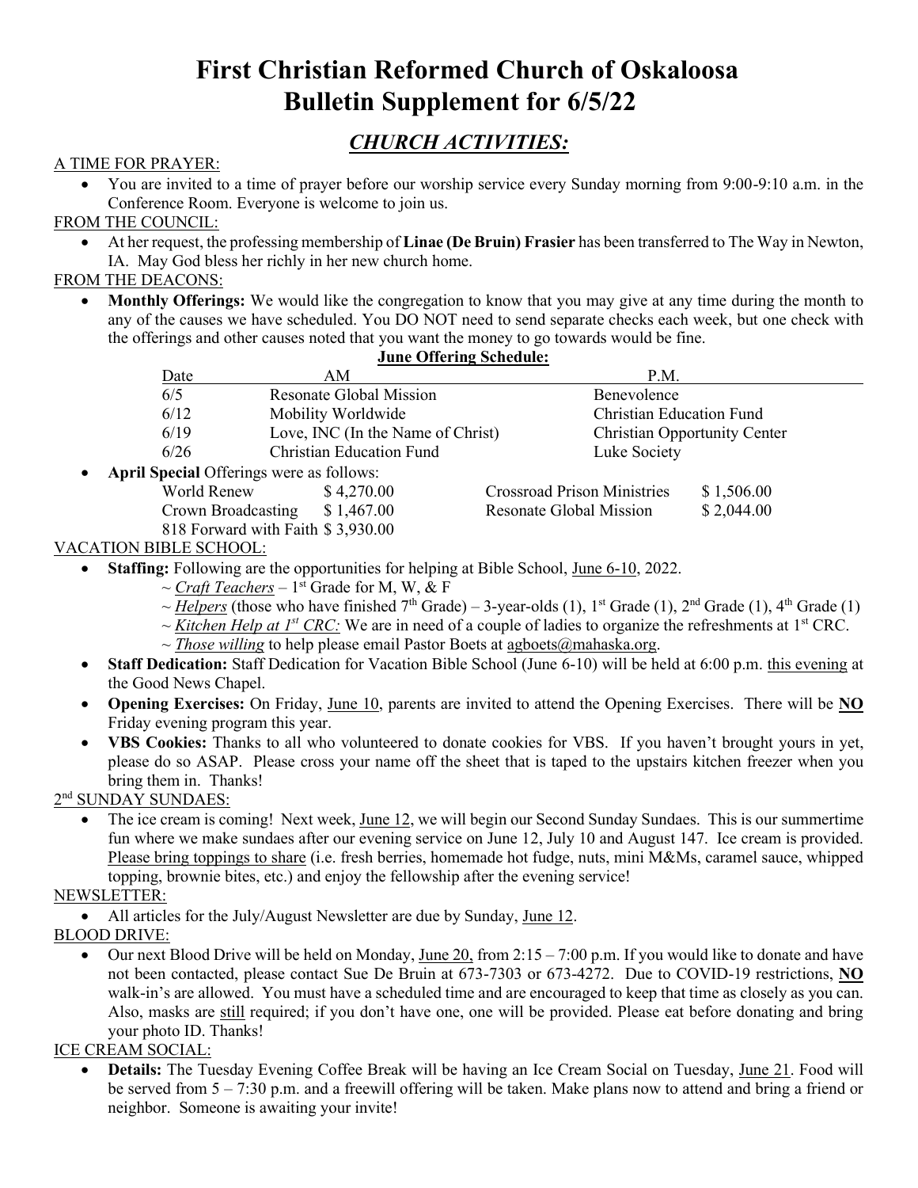# First Christian Reformed Church of Oskaloosa
# Bulletin Supplement for 6/5/22

## *CHURCH ACTIVITIES:*

A TIME FOR PRAYER:

- You are invited to a time of prayer before our worship service every Sunday morning from 9:00-9:10 a.m. in the Conference Room. Everyone is welcome to join us.

FROM THE COUNCIL:

- At her request, the professing membership of **Linae (De Bruin) Frasier** has been transferred to The Way in Newton, IA. May God bless her richly in her new church home.

FROM THE DEACONS:

- **Monthly Offerings:** We would like the congregation to know that you may give at any time during the month to any of the causes we have scheduled. You DO NOT need to send separate checks each week, but one check with the offerings and other causes noted that you want the money to go towards would be fine.

**June Offering Schedule:**

| Date | AM | P.M. |
|---|---|---|
| 6/5 | Resonate Global Mission | Benevolence |
| 6/12 | Mobility Worldwide | Christian Education Fund |
| 6/19 | Love, INC (In the Name of Christ) | Christian Opportunity Center |
| 6/26 | Christian Education Fund | Luke Society |

- **April Special** Offerings were as follows:

| | | | |
|---|---|---|---|
| World Renew | $ 4,270.00 | Crossroad Prison Ministries | $ 1,506.00 |
| Crown Broadcasting | $ 1,467.00 | Resonate Global Mission | $ 2,044.00 |
| 818 Forward with Faith | $ 3,930.00 | | |

VACATION BIBLE SCHOOL:

- **Staffing:** Following are the opportunities for helping at Bible School, June 6-10, 2022.
  - ~ *Craft Teachers* – 1st Grade for M, W, & F
  - ~ *Helpers* (those who have finished 7th Grade) – 3-year-olds (1), 1st Grade (1), 2nd Grade (1), 4th Grade (1)
  - ~ *Kitchen Help at 1st CRC:* We are in need of a couple of ladies to organize the refreshments at 1st CRC.
  - ~ *Those willing* to help please email Pastor Boets at agboets@mahaska.org.
- **Staff Dedication:** Staff Dedication for Vacation Bible School (June 6-10) will be held at 6:00 p.m. this evening at the Good News Chapel.
- **Opening Exercises:** On Friday, June 10, parents are invited to attend the Opening Exercises. There will be **NO** Friday evening program this year.
- **VBS Cookies:** Thanks to all who volunteered to donate cookies for VBS. If you haven't brought yours in yet, please do so ASAP. Please cross your name off the sheet that is taped to the upstairs kitchen freezer when you bring them in. Thanks!

2nd SUNDAY SUNDAES:

- The ice cream is coming! Next week, June 12, we will begin our Second Sunday Sundaes. This is our summertime fun where we make sundaes after our evening service on June 12, July 10 and August 147. Ice cream is provided. Please bring toppings to share (i.e. fresh berries, homemade hot fudge, nuts, mini M&Ms, caramel sauce, whipped topping, brownie bites, etc.) and enjoy the fellowship after the evening service!

NEWSLETTER:

- All articles for the July/August Newsletter are due by Sunday, June 12.

BLOOD DRIVE:

- Our next Blood Drive will be held on Monday, June 20, from 2:15 – 7:00 p.m. If you would like to donate and have not been contacted, please contact Sue De Bruin at 673-7303 or 673-4272. Due to COVID-19 restrictions, **NO** walk-in's are allowed. You must have a scheduled time and are encouraged to keep that time as closely as you can. Also, masks are still required; if you don't have one, one will be provided. Please eat before donating and bring your photo ID. Thanks!

ICE CREAM SOCIAL:

- **Details:** The Tuesday Evening Coffee Break will be having an Ice Cream Social on Tuesday, June 21. Food will be served from 5 – 7:30 p.m. and a freewill offering will be taken. Make plans now to attend and bring a friend or neighbor. Someone is awaiting your invite!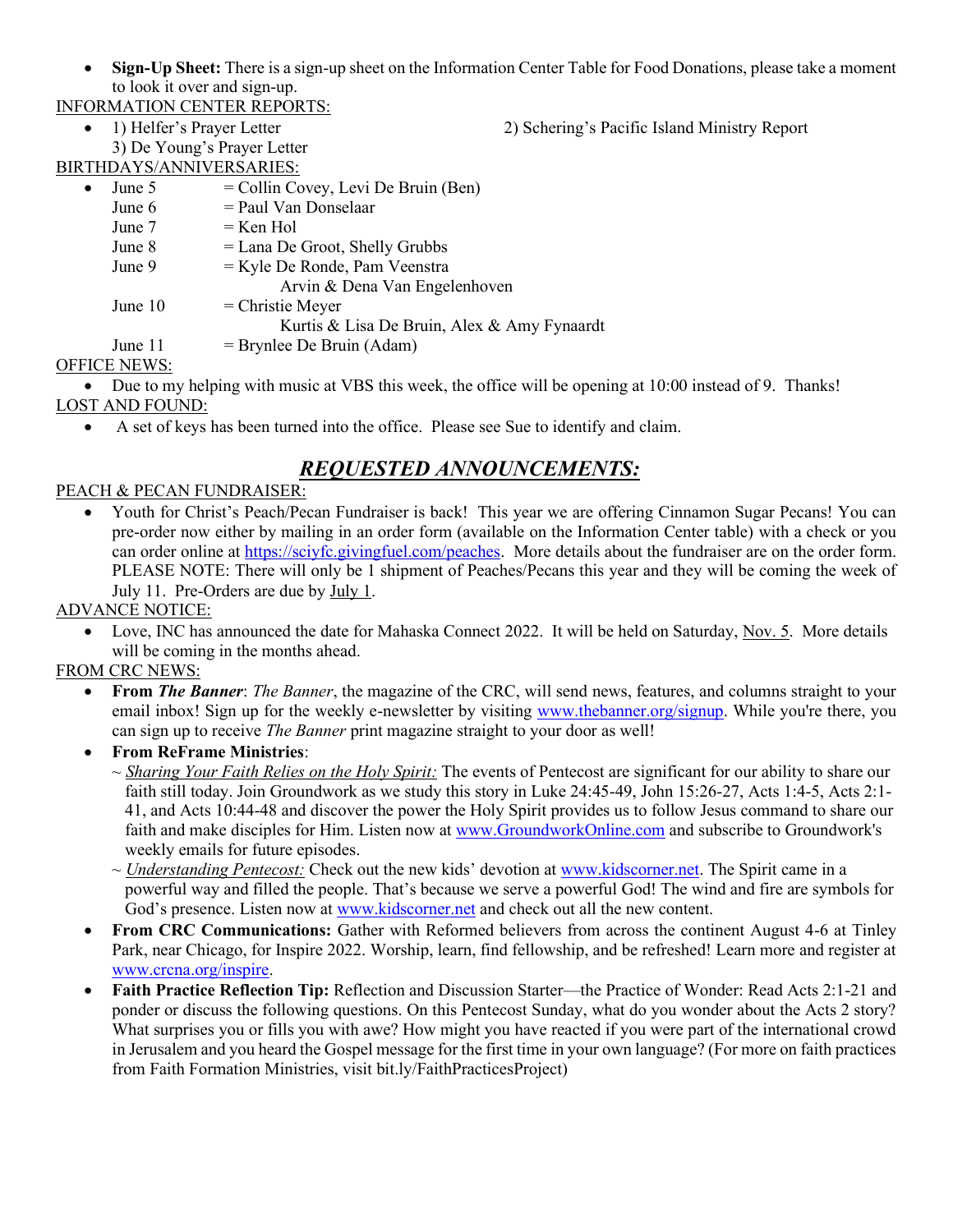- **Sign-Up Sheet:** There is a sign-up sheet on the Information Center Table for Food Donations, please take a moment to look it over and sign-up.

INFORMATION CENTER REPORTS:

- 1) Helfer's Prayer Letter 2) Schering's Pacific Island Ministry Report
  3) De Young's Prayer Letter

BIRTHDAYS/ANNIVERSARIES:

- June 5 = Collin Covey, Levi De Bruin (Ben)
  June 6 = Paul Van Donselaar
  June 7 = Ken Hol
  June 8 = Lana De Groot, Shelly Grubbs
  June 9 = Kyle De Ronde, Pam Veenstra
  Arvin & Dena Van Engelenhoven
  June 10 = Christie Meyer
  Kurtis & Lisa De Bruin, Alex & Amy Fynaardt
  June 11 = Brynlee De Bruin (Adam)

OFFICE NEWS:

- Due to my helping with music at VBS this week, the office will be opening at 10:00 instead of 9. Thanks!

LOST AND FOUND:

- A set of keys has been turned into the office. Please see Sue to identify and claim.

## ***REQUESTED ANNOUNCEMENTS:***

PEACH & PECAN FUNDRAISER:

- Youth for Christ's Peach/Pecan Fundraiser is back! This year we are offering Cinnamon Sugar Pecans! You can pre-order now either by mailing in an order form (available on the Information Center table) with a check or you can order online at https://sciyfc.givingfuel.com/peaches. More details about the fundraiser are on the order form. PLEASE NOTE: There will only be 1 shipment of Peaches/Pecans this year and they will be coming the week of July 11. Pre-Orders are due by July 1.

ADVANCE NOTICE:

- Love, INC has announced the date for Mahaska Connect 2022. It will be held on Saturday, Nov. 5. More details will be coming in the months ahead.

FROM CRC NEWS:

- **From *The Banner***: *The Banner*, the magazine of the CRC, will send news, features, and columns straight to your email inbox! Sign up for the weekly e-newsletter by visiting www.thebanner.org/signup. While you're there, you can sign up to receive *The Banner* print magazine straight to your door as well!
- **From ReFrame Ministries**:
  ~ *Sharing Your Faith Relies on the Holy Spirit:* The events of Pentecost are significant for our ability to share our faith still today. Join Groundwork as we study this story in Luke 24:45-49, John 15:26-27, Acts 1:4-5, Acts 2:1-41, and Acts 10:44-48 and discover the power the Holy Spirit provides us to follow Jesus command to share our faith and make disciples for Him. Listen now at www.GroundworkOnline.com and subscribe to Groundwork's weekly emails for future episodes.
  ~ *Understanding Pentecost:* Check out the new kids' devotion at www.kidscorner.net. The Spirit came in a powerful way and filled the people. That's because we serve a powerful God! The wind and fire are symbols for God's presence. Listen now at www.kidscorner.net and check out all the new content.
- **From CRC Communications:** Gather with Reformed believers from across the continent August 4-6 at Tinley Park, near Chicago, for Inspire 2022. Worship, learn, find fellowship, and be refreshed! Learn more and register at www.crcna.org/inspire.
- **Faith Practice Reflection Tip:** Reflection and Discussion Starter—the Practice of Wonder: Read Acts 2:1-21 and ponder or discuss the following questions. On this Pentecost Sunday, what do you wonder about the Acts 2 story? What surprises you or fills you with awe? How might you have reacted if you were part of the international crowd in Jerusalem and you heard the Gospel message for the first time in your own language? (For more on faith practices from Faith Formation Ministries, visit bit.ly/FaithPracticesProject)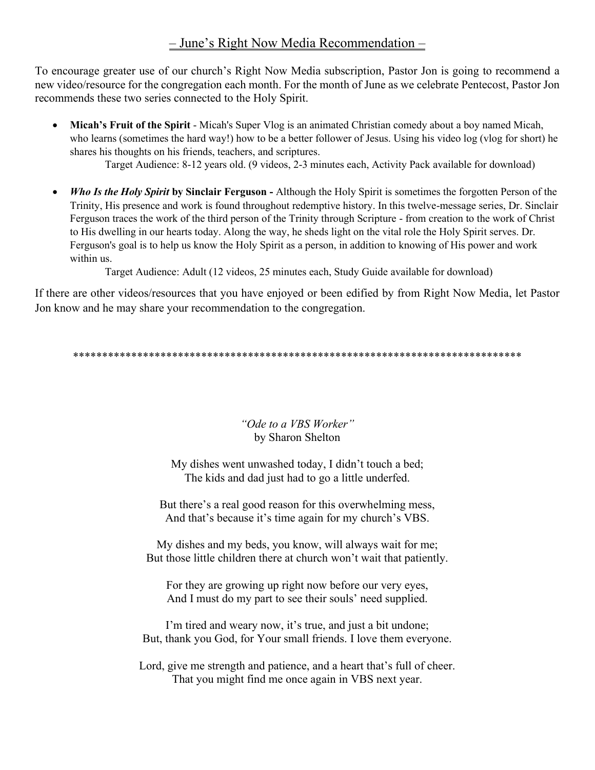## – June's Right Now Media Recommendation –

To encourage greater use of our church's Right Now Media subscription, Pastor Jon is going to recommend a new video/resource for the congregation each month. For the month of June as we celebrate Pentecost, Pastor Jon recommends these two series connected to the Holy Spirit.

- **Micah's Fruit of the Spirit** - Micah's Super Vlog is an animated Christian comedy about a boy named Micah, who learns (sometimes the hard way!) how to be a better follower of Jesus. Using his video log (vlog for short) he shares his thoughts on his friends, teachers, and scriptures.

  Target Audience: 8-12 years old. (9 videos, 2-3 minutes each, Activity Pack available for download)

- ***Who Is the Holy Spirit* by Sinclair Ferguson -** Although the Holy Spirit is sometimes the forgotten Person of the Trinity, His presence and work is found throughout redemptive history. In this twelve-message series, Dr. Sinclair Ferguson traces the work of the third person of the Trinity through Scripture - from creation to the work of Christ to His dwelling in our hearts today. Along the way, he sheds light on the vital role the Holy Spirit serves. Dr. Ferguson's goal is to help us know the Holy Spirit as a person, in addition to knowing of His power and work within us.

  Target Audience: Adult (12 videos, 25 minutes each, Study Guide available for download)

If there are other videos/resources that you have enjoyed or been edified by from Right Now Media, let Pastor Jon know and he may share your recommendation to the congregation.

*******************************************************************************

*"Ode to a VBS Worker"*
by Sharon Shelton

My dishes went unwashed today, I didn't touch a bed;
The kids and dad just had to go a little underfed.

But there's a real good reason for this overwhelming mess,
And that's because it's time again for my church's VBS.

My dishes and my beds, you know, will always wait for me;
But those little children there at church won't wait that patiently.

For they are growing up right now before our very eyes,
And I must do my part to see their souls' need supplied.

I'm tired and weary now, it's true, and just a bit undone;
But, thank you God, for Your small friends. I love them everyone.

Lord, give me strength and patience, and a heart that's full of cheer.
That you might find me once again in VBS next year.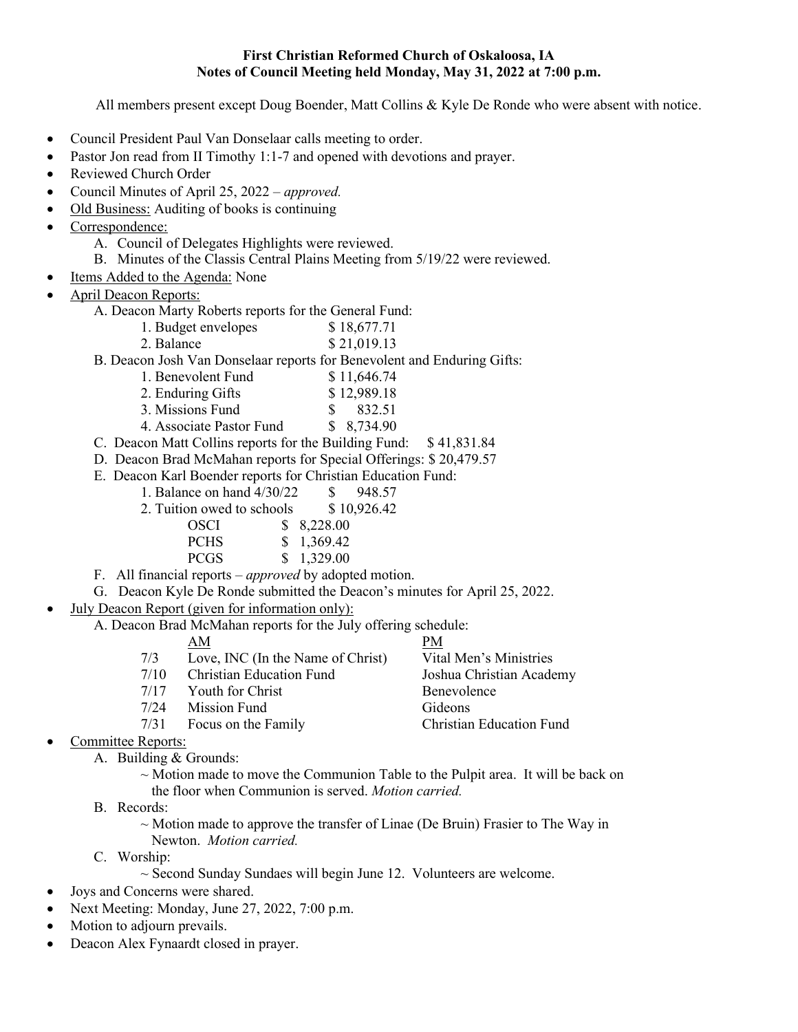**First Christian Reformed Church of Oskaloosa, IA**
**Notes of Council Meeting held Monday, May 31, 2022 at 7:00 p.m.**

All members present except Doug Boender, Matt Collins & Kyle De Ronde who were absent with notice.

- Council President Paul Van Donselaar calls meeting to order.
- Pastor Jon read from II Timothy 1:1-7 and opened with devotions and prayer.
- Reviewed Church Order
- Council Minutes of April 25, 2022 – *approved.*
- Old Business: Auditing of books is continuing
- Correspondence:
  - A. Council of Delegates Highlights were reviewed.
  - B. Minutes of the Classis Central Plains Meeting from 5/19/22 were reviewed.
- Items Added to the Agenda: None
- April Deacon Reports:
  - A. Deacon Marty Roberts reports for the General Fund:
    1. Budget envelopes $ 18,677.71
    2. Balance $ 21,019.13
  - B. Deacon Josh Van Donselaar reports for Benevolent and Enduring Gifts:
    1. Benevolent Fund $ 11,646.74
    2. Enduring Gifts $ 12,989.18
    3. Missions Fund $ 832.51
    4. Associate Pastor Fund $ 8,734.90
  - C. Deacon Matt Collins reports for the Building Fund: $ 41,831.84
  - D. Deacon Brad McMahan reports for Special Offerings: $ 20,479.57
  - E. Deacon Karl Boender reports for Christian Education Fund:
    1. Balance on hand 4/30/22 $ 948.57
    2. Tuition owed to schools $ 10,926.42
       - OSCI $ 8,228.00
       - PCHS $ 1,369.42
       - PCGS $ 1,329.00
  - F. All financial reports – *approved* by adopted motion.
  - G. Deacon Kyle De Ronde submitted the Deacon's minutes for April 25, 2022.
- July Deacon Report (given for information only):
  - A. Deacon Brad McMahan reports for the July offering schedule:

| | AM | PM |
|---|---|---|
| 7/3 | Love, INC (In the Name of Christ) | Vital Men's Ministries |
| 7/10 | Christian Education Fund | Joshua Christian Academy |
| 7/17 | Youth for Christ | Benevolence |
| 7/24 | Mission Fund | Gideons |
| 7/31 | Focus on the Family | Christian Education Fund |

- Committee Reports:
  - A. Building & Grounds:
    - ~ Motion made to move the Communion Table to the Pulpit area. It will be back on the floor when Communion is served. *Motion carried.*
  - B. Records:
    - ~ Motion made to approve the transfer of Linae (De Bruin) Frasier to The Way in Newton. *Motion carried.*
  - C. Worship:
    - ~ Second Sunday Sundaes will begin June 12. Volunteers are welcome.
- Joys and Concerns were shared.
- Next Meeting: Monday, June 27, 2022, 7:00 p.m.
- Motion to adjourn prevails.
- Deacon Alex Fynaardt closed in prayer.